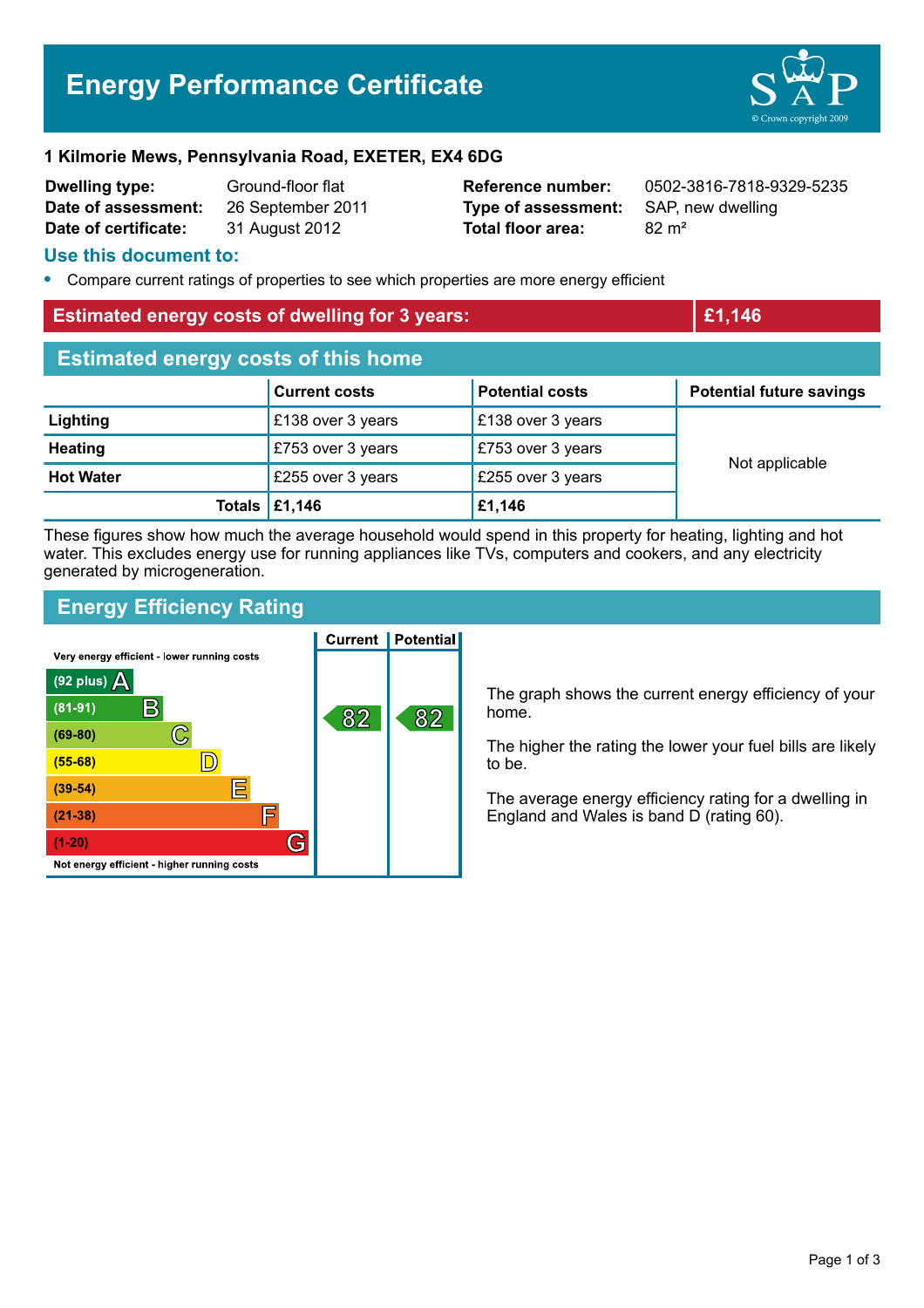# Energy Performance Certificate

**1 Kilmorie Mews, Pennsylvania Road, EXETER, EX4 6DG**

| | | | |
|---|---|---|---|
| **Dwelling type:** | Ground-floor flat | **Reference number:** | 0502-3816-7818-9329-5235 |
| **Date of assessment:** | 26 September 2011 | **Type of assessment:** | SAP, new dwelling |
| **Date of certificate:** | 31 August 2012 | **Total floor area:** | 82 m² |

## Use this document to:

- Compare current ratings of properties to see which properties are more energy efficient

## Estimated energy costs of dwelling for 3 years: £1,146

## Estimated energy costs of this home

| | Current costs | Potential costs | Potential future savings |
|---|---|---|---|
| **Lighting** | £138 over 3 years | £138 over 3 years | Not applicable |
| **Heating** | £753 over 3 years | £753 over 3 years | |
| **Hot Water** | £255 over 3 years | £255 over 3 years | |
| **Totals** | **£1,146** | **£1,146** | |

These figures show how much the average household would spend in this property for heating, lighting and hot water. This excludes energy use for running appliances like TVs, computers and cookers, and any electricity generated by microgeneration.

## Energy Efficiency Rating

Very energy efficient - lower running costs

| Rating band | Current | Potential |
|---|---|---|
| (92 plus) A | | |
| (81-91) B | 82 | 82 |
| (69-80) C | | |
| (55-68) D | | |
| (39-54) E | | |
| (21-38) F | | |
| (1-20) G | | |

Not energy efficient - higher running costs

The graph shows the current energy efficiency of your home.

The higher the rating the lower your fuel bills are likely to be.

The average energy efficiency rating for a dwelling in England and Wales is band D (rating 60).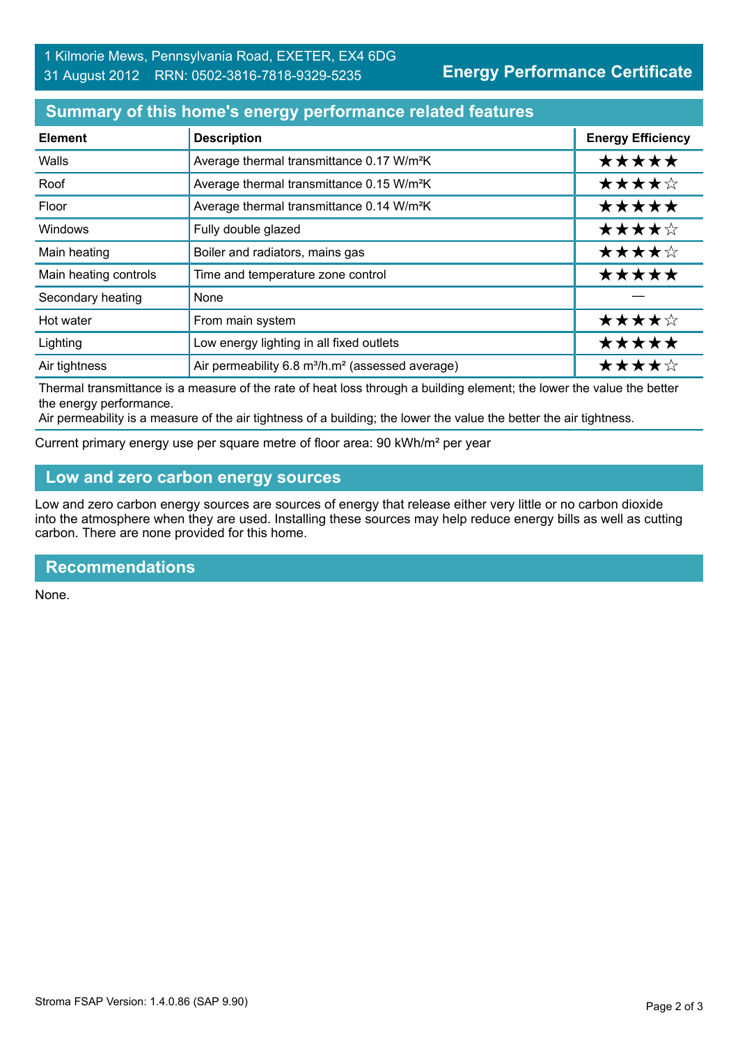1 Kilmorie Mews, Pennsylvania Road, EXETER, EX4 6DG
31 August 2012 RRN: 0502-3816-7818-9329-5235

**Energy Performance Certificate**

## Summary of this home's energy performance related features

| Element | Description | Energy Efficiency |
|---|---|---|
| Walls | Average thermal transmittance 0.17 W/m²K | ★★★★★ |
| Roof | Average thermal transmittance 0.15 W/m²K | ★★★★☆ |
| Floor | Average thermal transmittance 0.14 W/m²K | ★★★★★ |
| Windows | Fully double glazed | ★★★★☆ |
| Main heating | Boiler and radiators, mains gas | ★★★★☆ |
| Main heating controls | Time and temperature zone control | ★★★★★ |
| Secondary heating | None | — |
| Hot water | From main system | ★★★★☆ |
| Lighting | Low energy lighting in all fixed outlets | ★★★★★ |
| Air tightness | Air permeability 6.8 m³/h.m² (assessed average) | ★★★★☆ |

Thermal transmittance is a measure of the rate of heat loss through a building element; the lower the value the better the energy performance.
Air permeability is a measure of the air tightness of a building; the lower the value the better the air tightness.

Current primary energy use per square metre of floor area: 90 kWh/m² per year

## Low and zero carbon energy sources

Low and zero carbon energy sources are sources of energy that release either very little or no carbon dioxide into the atmosphere when they are used. Installing these sources may help reduce energy bills as well as cutting carbon. There are none provided for this home.

## Recommendations

None.

Stroma FSAP Version: 1.4.0.86 (SAP 9.90)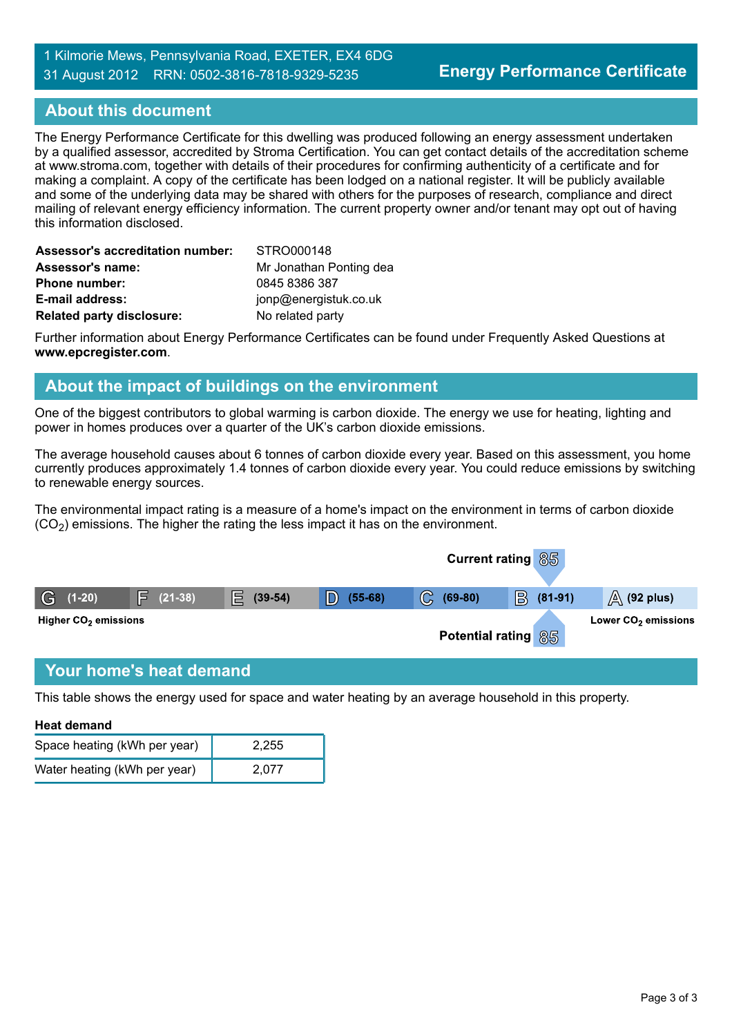1 Kilmorie Mews, Pennsylvania Road, EXETER, EX4 6DG
31 August 2012 RRN: 0502-3816-7818-9329-5235

**Energy Performance Certificate**

## About this document

The Energy Performance Certificate for this dwelling was produced following an energy assessment undertaken by a qualified assessor, accredited by Stroma Certification. You can get contact details of the accreditation scheme at www.stroma.com, together with details of their procedures for confirming authenticity of a certificate and for making a complaint. A copy of the certificate has been lodged on a national register. It will be publicly available and some of the underlying data may be shared with others for the purposes of research, compliance and direct mailing of relevant energy efficiency information. The current property owner and/or tenant may opt out of having this information disclosed.

| | |
|---|---|
| **Assessor's accreditation number:** | STRO000148 |
| **Assessor's name:** | Mr Jonathan Ponting dea |
| **Phone number:** | 0845 8386 387 |
| **E-mail address:** | jonp@energistuk.co.uk |
| **Related party disclosure:** | No related party |

Further information about Energy Performance Certificates can be found under Frequently Asked Questions at **www.epcregister.com**.

## About the impact of buildings on the environment

One of the biggest contributors to global warming is carbon dioxide. The energy we use for heating, lighting and power in homes produces over a quarter of the UK's carbon dioxide emissions.

The average household causes about 6 tonnes of carbon dioxide every year. Based on this assessment, you home currently produces approximately 1.4 tonnes of carbon dioxide every year. You could reduce emissions by switching to renewable energy sources.

The environmental impact rating is a measure of a home's impact on the environment in terms of carbon dioxide ($CO_2$) emissions. The higher the rating the less impact it has on the environment.

Current rating 85

G (1-20)
F (21-38)
E (39-54)
D (55-68)
C (69-80)
B (81-91)
A (92 plus)

Higher $CO_2$ emissions
Lower $CO_2$ emissions

Potential rating 85

## Your home's heat demand

This table shows the energy used for space and water heating by an average household in this property.

**Heat demand**

| | |
|---|---|
| Space heating (kWh per year) | 2,255 |
| Water heating (kWh per year) | 2,077 |